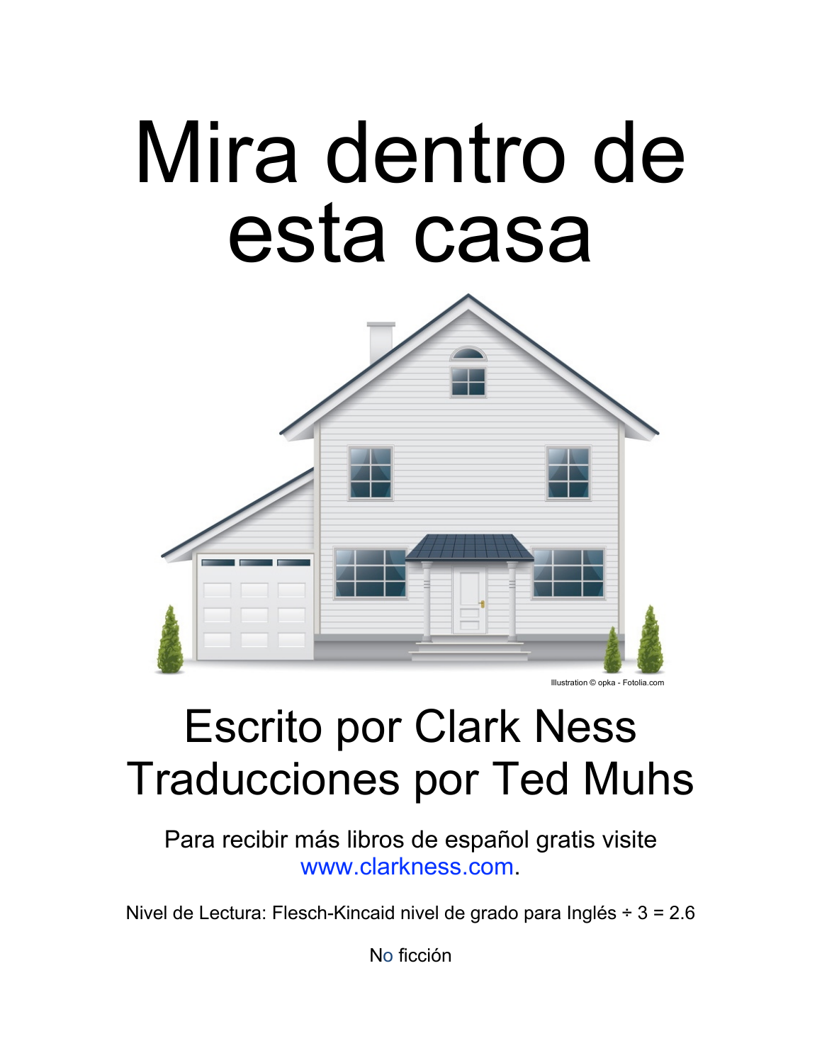# Mira dentro de esta casa

Illustration © opka - Fotolia.com

## Escrito por Clark Ness
## Traducciones por Ted Muhs

Para recibir más libros de español gratis visite www.clarkness.com.

Nivel de Lectura: Flesch-Kincaid nivel de grado para Inglés ÷ 3 = 2.6

No ficción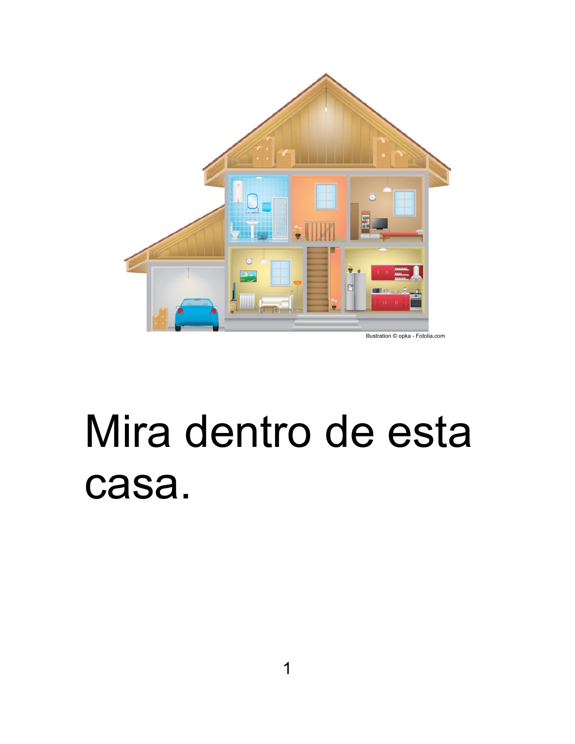Illustration © opka - Fotolia.com

Mira dentro de esta casa.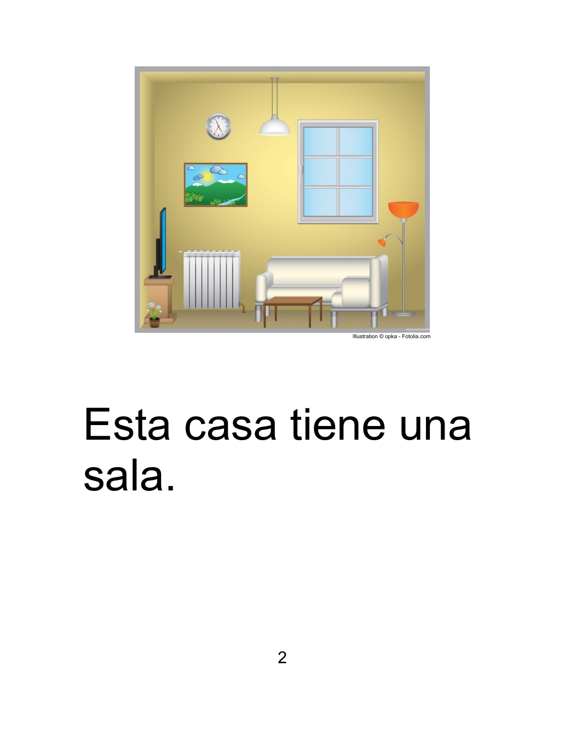Illustration © opka - Fotolia.com

Esta casa tiene una sala.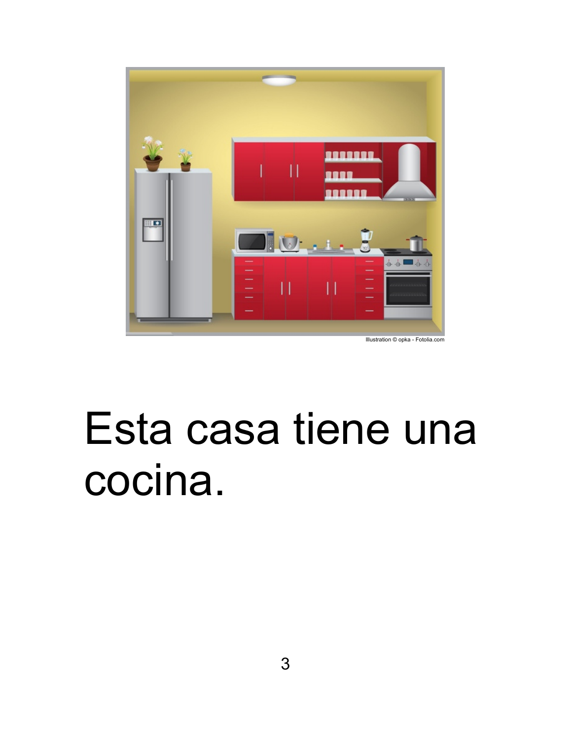Illustration © opka - Fotolia.com

Esta casa tiene una cocina.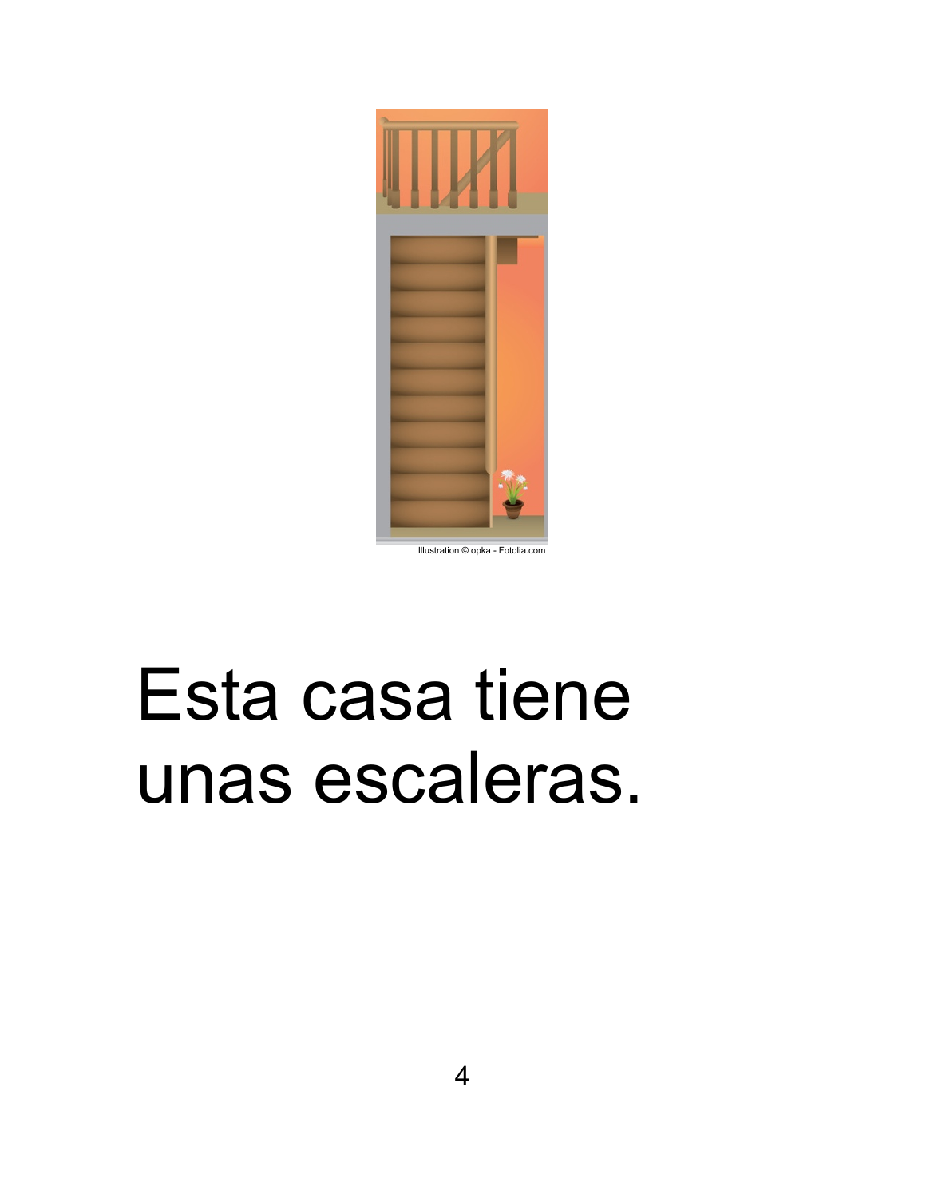Illustration © opka - Fotolia.com

Esta casa tiene unas escaleras.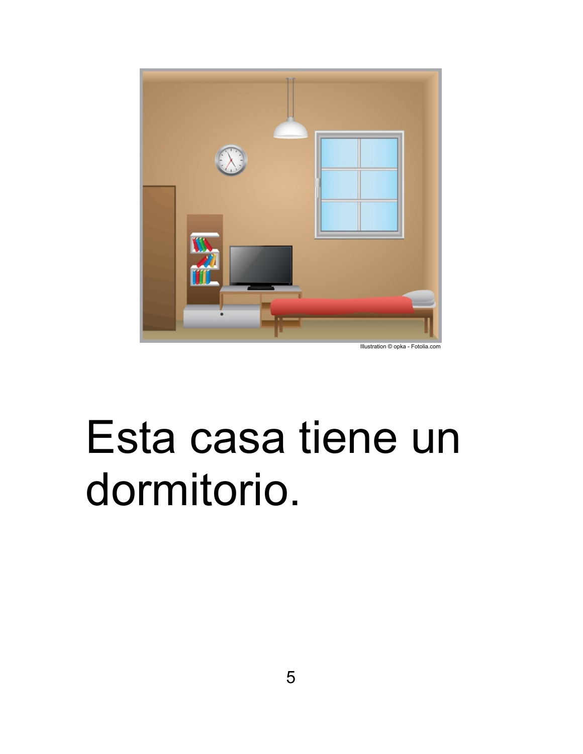Illustration © opka - Fotolia.com

Esta casa tiene un dormitorio.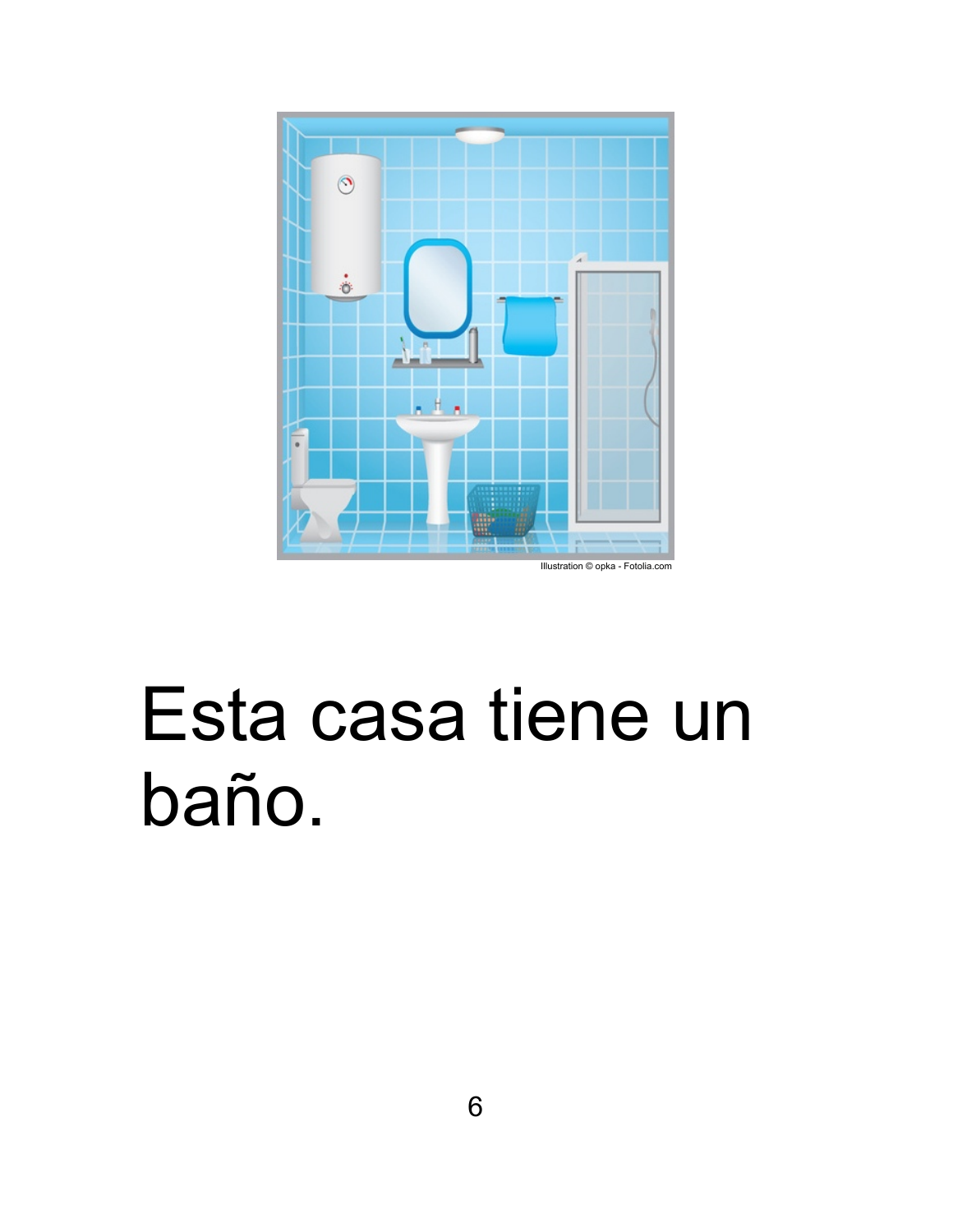Illustration © opka - Fotolia.com

Esta casa tiene un baño.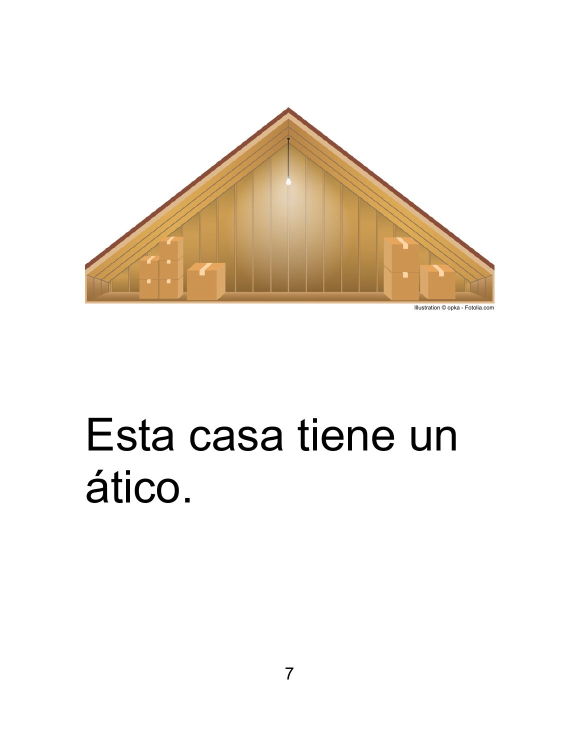Illustration © opka - Fotolia.com

Esta casa tiene un ático.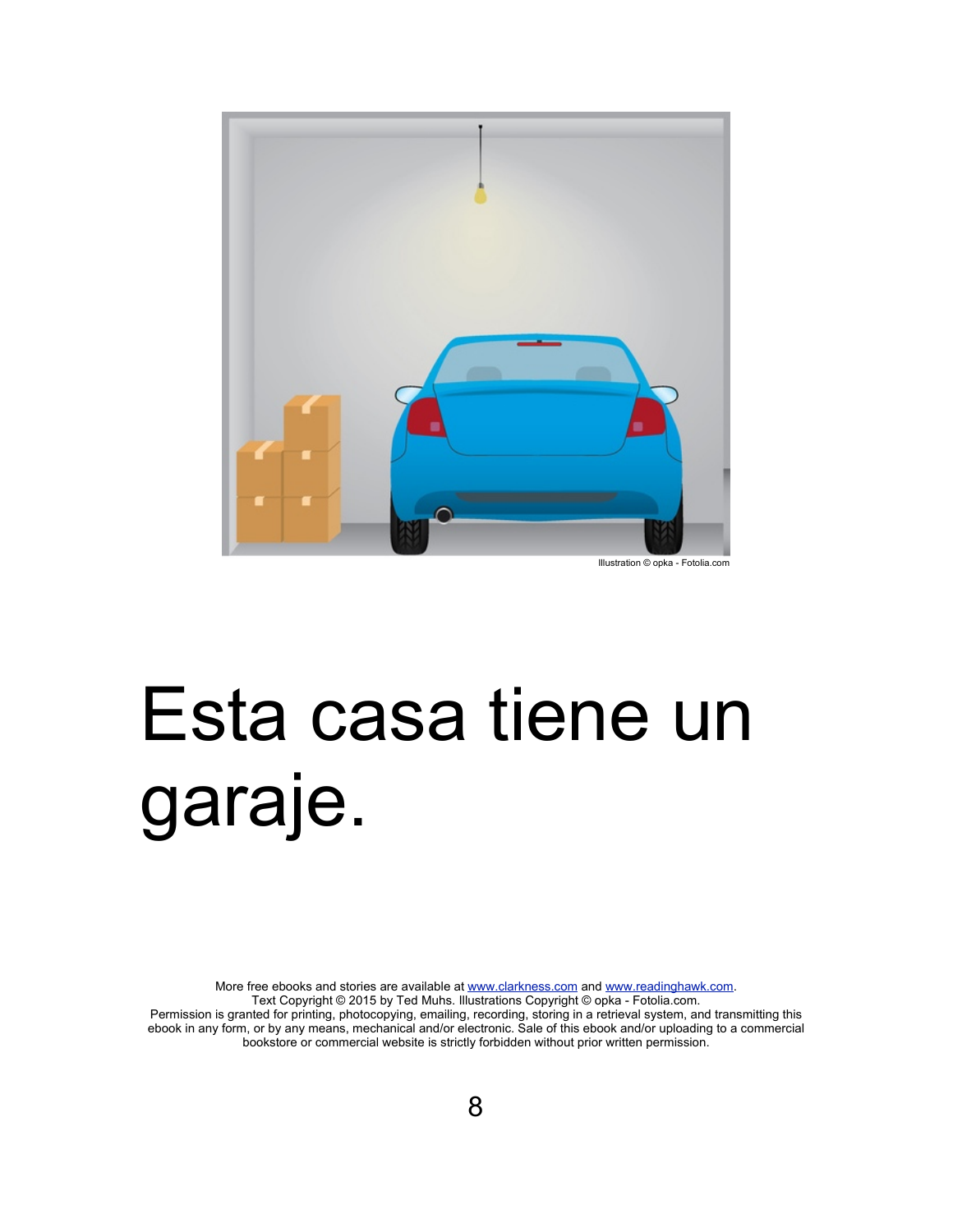Illustration © opka - Fotolia.com

Esta casa tiene un garaje.

More free ebooks and stories are available at www.clarkness.com and www.readinghawk.com.
Text Copyright © 2015 by Ted Muhs. Illustrations Copyright © opka - Fotolia.com.
Permission is granted for printing, photocopying, emailing, recording, storing in a retrieval system, and transmitting this ebook in any form, or by any means, mechanical and/or electronic. Sale of this ebook and/or uploading to a commercial bookstore or commercial website is strictly forbidden without prior written permission.